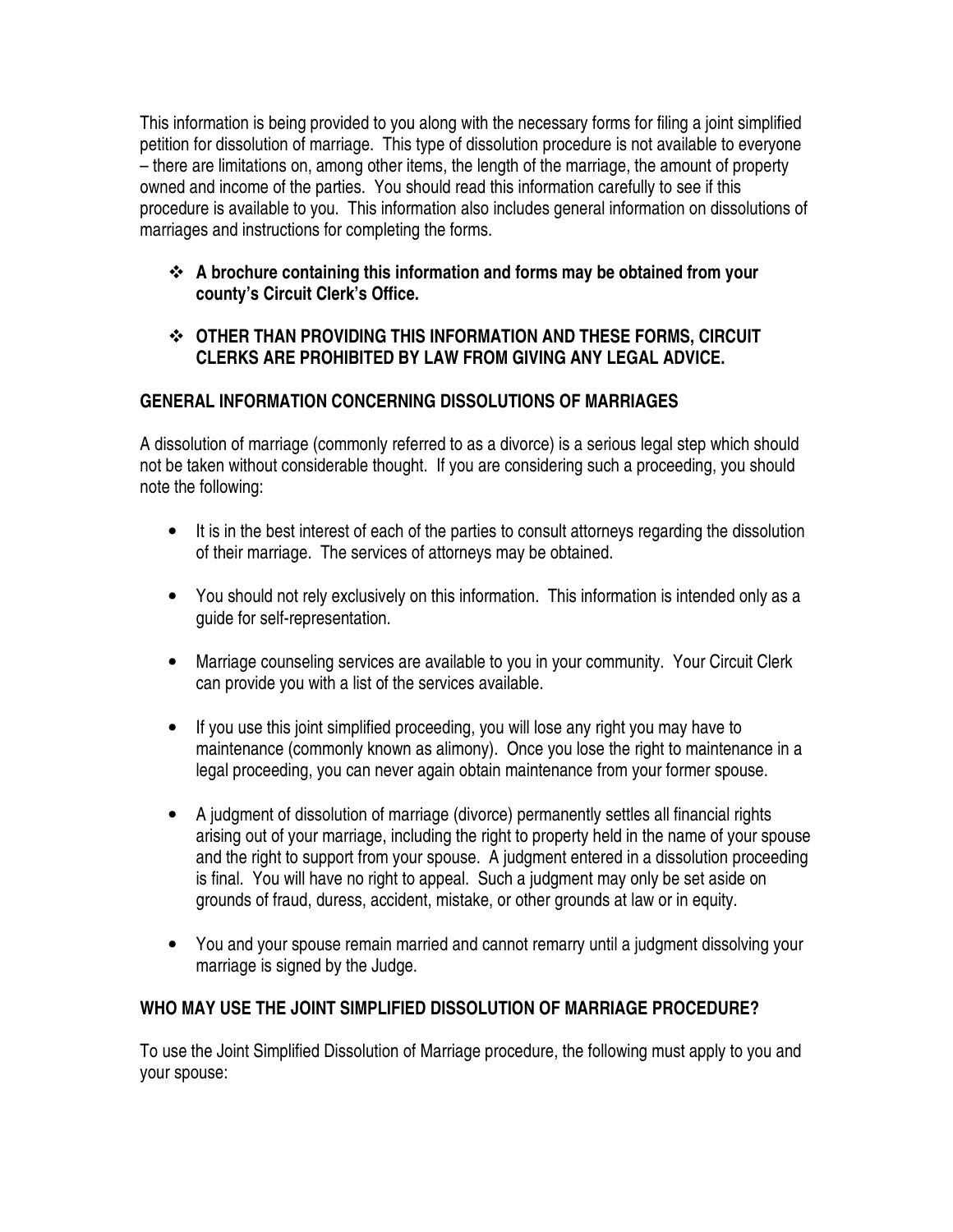This information is being provided to you along with the necessary forms for filing a joint simplified petition for dissolution of marriage. This type of dissolution procedure is not available to everyone – there are limitations on, among other items, the length of the marriage, the amount of property owned and income of the parties. You should read this information carefully to see if this procedure is available to you. This information also includes general information on dissolutions of marriages and instructions for completing the forms.

- **A brochure containing this information and forms may be obtained from your county's Circuit Clerk's Office.**

- **OTHER THAN PROVIDING THIS INFORMATION AND THESE FORMS, CIRCUIT CLERKS ARE PROHIBITED BY LAW FROM GIVING ANY LEGAL ADVICE.**

## GENERAL INFORMATION CONCERNING DISSOLUTIONS OF MARRIAGES

A dissolution of marriage (commonly referred to as a divorce) is a serious legal step which should not be taken without considerable thought. If you are considering such a proceeding, you should note the following:

- It is in the best interest of each of the parties to consult attorneys regarding the dissolution of their marriage. The services of attorneys may be obtained.

- You should not rely exclusively on this information. This information is intended only as a guide for self-representation.

- Marriage counseling services are available to you in your community. Your Circuit Clerk can provide you with a list of the services available.

- If you use this joint simplified proceeding, you will lose any right you may have to maintenance (commonly known as alimony). Once you lose the right to maintenance in a legal proceeding, you can never again obtain maintenance from your former spouse.

- A judgment of dissolution of marriage (divorce) permanently settles all financial rights arising out of your marriage, including the right to property held in the name of your spouse and the right to support from your spouse. A judgment entered in a dissolution proceeding is final. You will have no right to appeal. Such a judgment may only be set aside on grounds of fraud, duress, accident, mistake, or other grounds at law or in equity.

- You and your spouse remain married and cannot remarry until a judgment dissolving your marriage is signed by the Judge.

## WHO MAY USE THE JOINT SIMPLIFIED DISSOLUTION OF MARRIAGE PROCEDURE?

To use the Joint Simplified Dissolution of Marriage procedure, the following must apply to you and your spouse: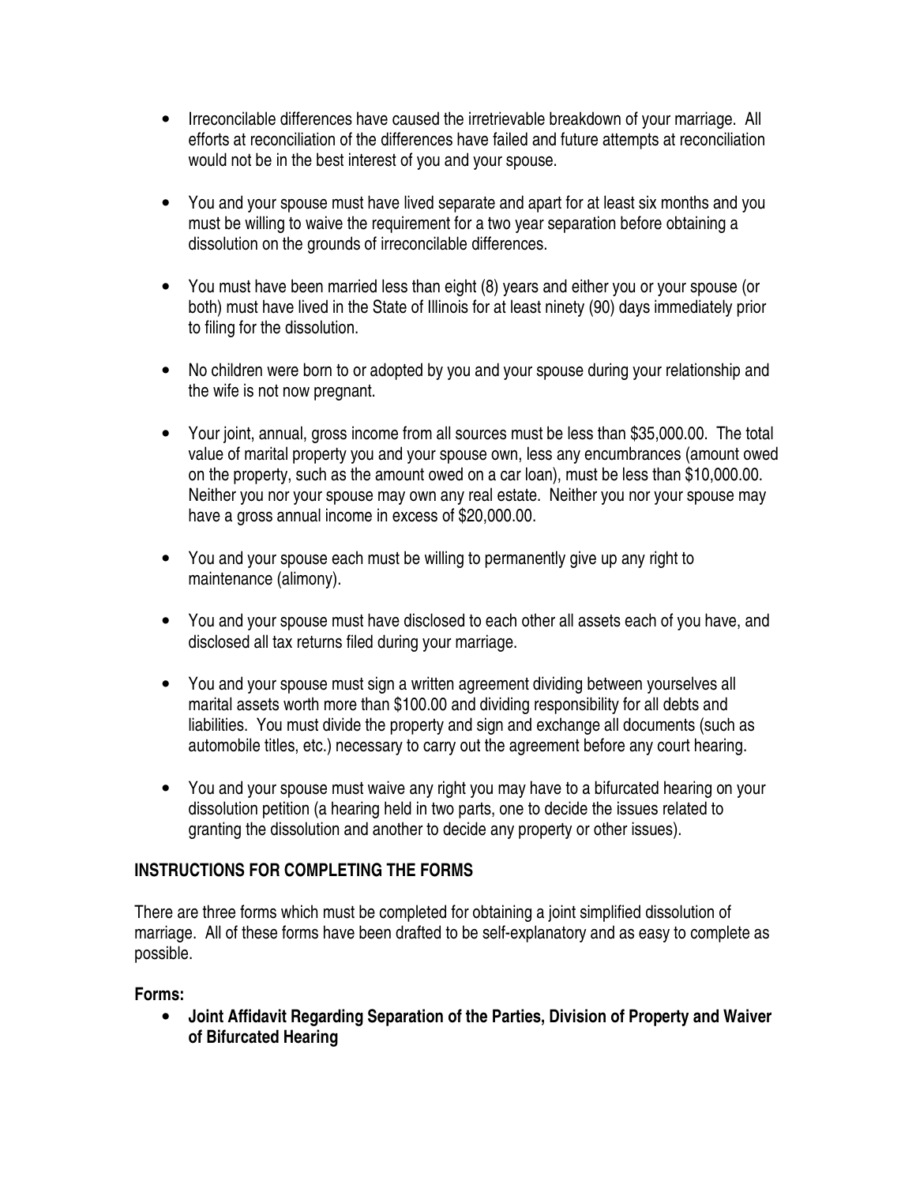- Irreconcilable differences have caused the irretrievable breakdown of your marriage. All efforts at reconciliation of the differences have failed and future attempts at reconciliation would not be in the best interest of you and your spouse.

- You and your spouse must have lived separate and apart for at least six months and you must be willing to waive the requirement for a two year separation before obtaining a dissolution on the grounds of irreconcilable differences.

- You must have been married less than eight (8) years and either you or your spouse (or both) must have lived in the State of Illinois for at least ninety (90) days immediately prior to filing for the dissolution.

- No children were born to or adopted by you and your spouse during your relationship and the wife is not now pregnant.

- Your joint, annual, gross income from all sources must be less than $35,000.00. The total value of marital property you and your spouse own, less any encumbrances (amount owed on the property, such as the amount owed on a car loan), must be less than $10,000.00. Neither you nor your spouse may own any real estate. Neither you nor your spouse may have a gross annual income in excess of $20,000.00.

- You and your spouse each must be willing to permanently give up any right to maintenance (alimony).

- You and your spouse must have disclosed to each other all assets each of you have, and disclosed all tax returns filed during your marriage.

- You and your spouse must sign a written agreement dividing between yourselves all marital assets worth more than $100.00 and dividing responsibility for all debts and liabilities. You must divide the property and sign and exchange all documents (such as automobile titles, etc.) necessary to carry out the agreement before any court hearing.

- You and your spouse must waive any right you may have to a bifurcated hearing on your dissolution petition (a hearing held in two parts, one to decide the issues related to granting the dissolution and another to decide any property or other issues).

## INSTRUCTIONS FOR COMPLETING THE FORMS

There are three forms which must be completed for obtaining a joint simplified dissolution of marriage. All of these forms have been drafted to be self-explanatory and as easy to complete as possible.

**Forms:**

- **Joint Affidavit Regarding Separation of the Parties, Division of Property and Waiver of Bifurcated Hearing**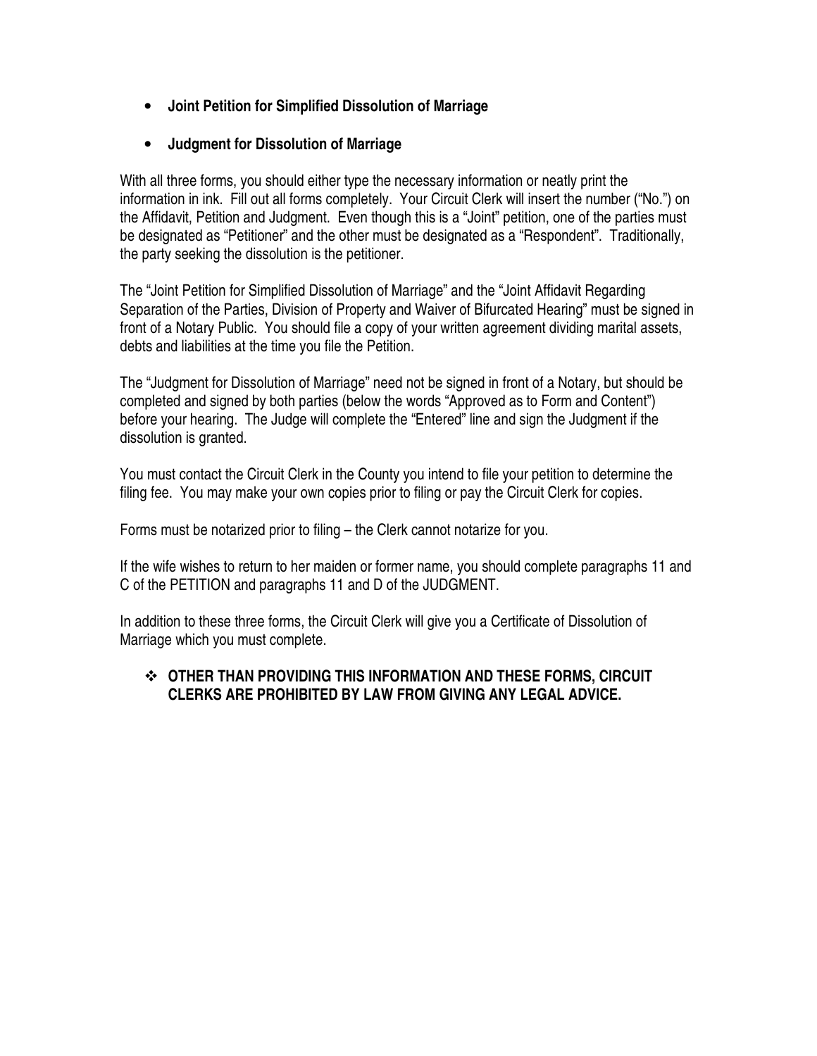- **Joint Petition for Simplified Dissolution of Marriage**

- **Judgment for Dissolution of Marriage**

With all three forms, you should either type the necessary information or neatly print the information in ink. Fill out all forms completely. Your Circuit Clerk will insert the number ("No.") on the Affidavit, Petition and Judgment. Even though this is a "Joint" petition, one of the parties must be designated as "Petitioner" and the other must be designated as a "Respondent". Traditionally, the party seeking the dissolution is the petitioner.

The "Joint Petition for Simplified Dissolution of Marriage" and the "Joint Affidavit Regarding Separation of the Parties, Division of Property and Waiver of Bifurcated Hearing" must be signed in front of a Notary Public. You should file a copy of your written agreement dividing marital assets, debts and liabilities at the time you file the Petition.

The "Judgment for Dissolution of Marriage" need not be signed in front of a Notary, but should be completed and signed by both parties (below the words "Approved as to Form and Content") before your hearing. The Judge will complete the "Entered" line and sign the Judgment if the dissolution is granted.

You must contact the Circuit Clerk in the County you intend to file your petition to determine the filing fee. You may make your own copies prior to filing or pay the Circuit Clerk for copies.

Forms must be notarized prior to filing – the Clerk cannot notarize for you.

If the wife wishes to return to her maiden or former name, you should complete paragraphs 11 and C of the PETITION and paragraphs 11 and D of the JUDGMENT.

In addition to these three forms, the Circuit Clerk will give you a Certificate of Dissolution of Marriage which you must complete.

- **OTHER THAN PROVIDING THIS INFORMATION AND THESE FORMS, CIRCUIT CLERKS ARE PROHIBITED BY LAW FROM GIVING ANY LEGAL ADVICE.**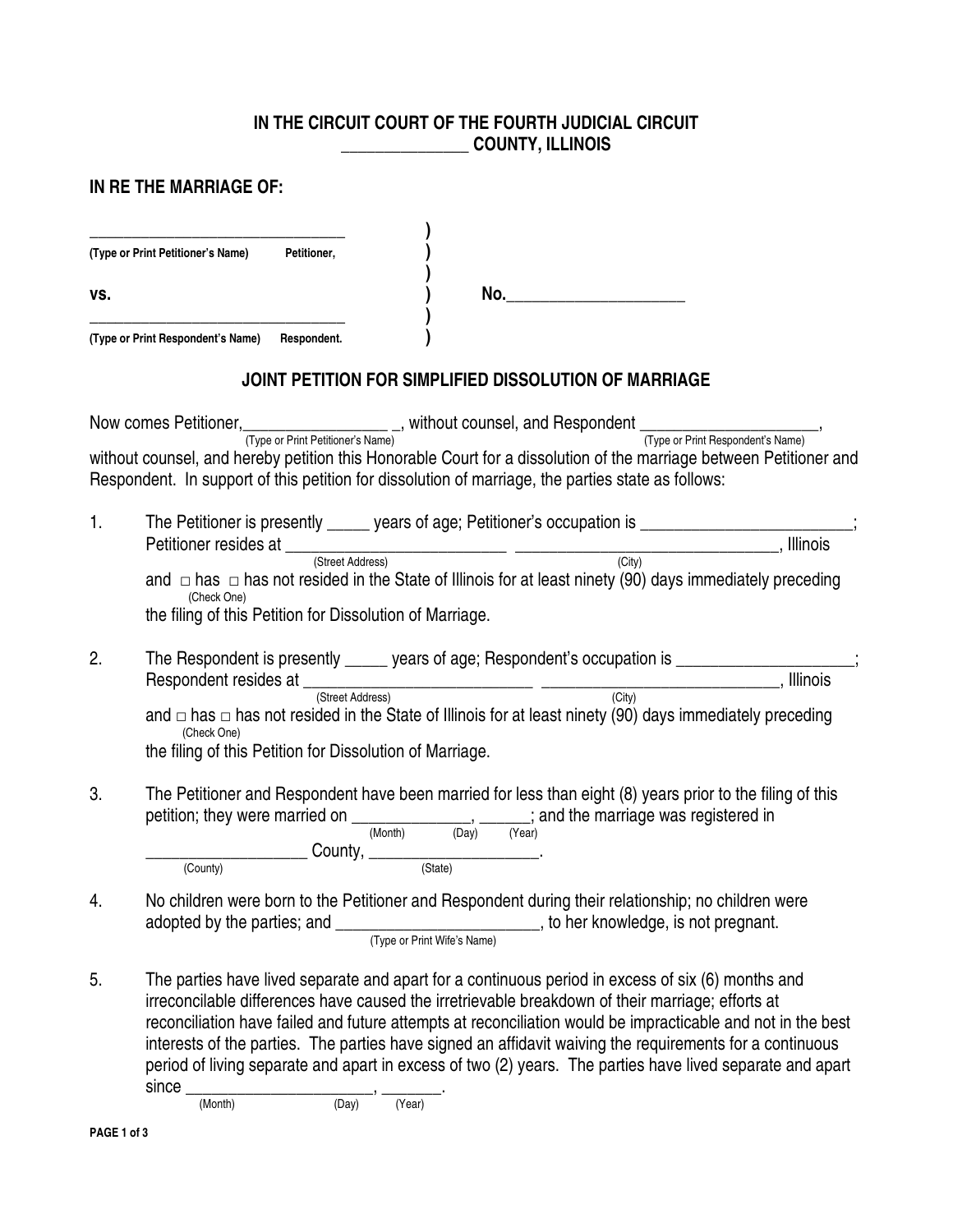**IN THE CIRCUIT COURT OF THE FOURTH JUDICIAL CIRCUIT**
**______________ COUNTY, ILLINOIS**

**IN RE THE MARRIAGE OF:**

| | | |
|---|---|---|
| _______________________________ **(Type or Print Petitioner's Name)** **Petitioner,** | ) ) ) | |
| **vs.** | ) | **No.____________________** |
| _______________________________ **(Type or Print Respondent's Name)** **Respondent.** | ) ) | |

## JOINT PETITION FOR SIMPLIFIED DISSOLUTION OF MARRIAGE

Now comes Petitioner,_________________ _, without counsel, and Respondent ____________________, without counsel, and hereby petition this Honorable Court for a dissolution of the marriage between Petitioner and Respondent. In support of this petition for dissolution of marriage, the parties state as follows:

(Type or Print Petitioner's Name) (Type or Print Respondent's Name)

1. The Petitioner is presently _____ years of age; Petitioner's occupation is ________________________; Petitioner resides at _________________________ _______________________________, Illinois
   (Street Address) (City)
   and □ has □ has not resided in the State of Illinois for at least ninety (90) days immediately preceding the filing of this Petition for Dissolution of Marriage.
   (Check One)

2. The Respondent is presently _____ years of age; Respondent's occupation is ____________________; Respondent resides at __________________________ ___________________________, Illinois
   (Street Address) (City)
   and □ has □ has not resided in the State of Illinois for at least ninety (90) days immediately preceding the filing of this Petition for Dissolution of Marriage.
   (Check One)

3. The Petitioner and Respondent have been married for less than eight (8) years prior to the filing of this petition; they were married on _____________, ______; and the marriage was registered in
   (Month) (Day) (Year)
   __________________ County, ___________________.
   (County) (State)

4. No children were born to the Petitioner and Respondent during their relationship; no children were adopted by the parties; and ________________________, to her knowledge, is not pregnant.
   (Type or Print Wife's Name)

5. The parties have lived separate and apart for a continuous period in excess of six (6) months and irreconcilable differences have caused the irretrievable breakdown of their marriage; efforts at reconciliation have failed and future attempts at reconciliation would be impracticable and not in the best interests of the parties. The parties have signed an affidavit waiving the requirements for a continuous period of living separate and apart in excess of two (2) years. The parties have lived separate and apart since ______________________, _______.
   (Month) (Day) (Year)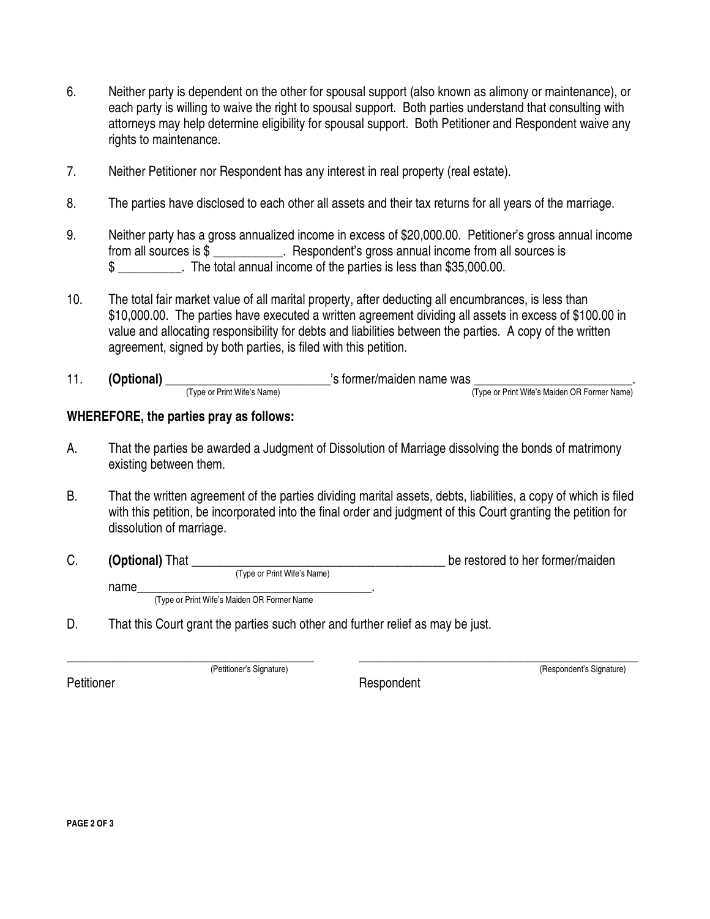6. Neither party is dependent on the other for spousal support (also known as alimony or maintenance), or each party is willing to waive the right to spousal support. Both parties understand that consulting with attorneys may help determine eligibility for spousal support. Both Petitioner and Respondent waive any rights to maintenance.

7. Neither Petitioner nor Respondent has any interest in real property (real estate).

8. The parties have disclosed to each other all assets and their tax returns for all years of the marriage.

9. Neither party has a gross annualized income in excess of $20,000.00. Petitioner's gross annual income from all sources is $ ___________. Respondent's gross annual income from all sources is $ __________. The total annual income of the parties is less than $35,000.00.

10. The total fair market value of all marital property, after deducting all encumbrances, is less than $10,000.00. The parties have executed a written agreement dividing all assets in excess of $100.00 in value and allocating responsibility for debts and liabilities between the parties. A copy of the written agreement, signed by both parties, is filed with this petition.

11. **(Optional)** __________________________'s former/maiden name was _________________________.
(Type or Print Wife's Name) (Type or Print Wife's Maiden OR Former Name)

**WHEREFORE, the parties pray as follows:**

A. That the parties be awarded a Judgment of Dissolution of Marriage dissolving the bonds of matrimony existing between them.

B. That the written agreement of the parties dividing marital assets, debts, liabilities, a copy of which is filed with this petition, be incorporated into the final order and judgment of this Court granting the petition for dissolution of marriage.

C. **(Optional)** That __________________________________________ be restored to her former/maiden
(Type or Print Wife's Name)
name_______________________________________.
(Type or Print Wife's Maiden OR Former Name

D. That this Court grant the parties such other and further relief as may be just.

_________________________________________ (Petitioner's Signature)
Petitioner

_________________________________________ (Respondent's Signature)
Respondent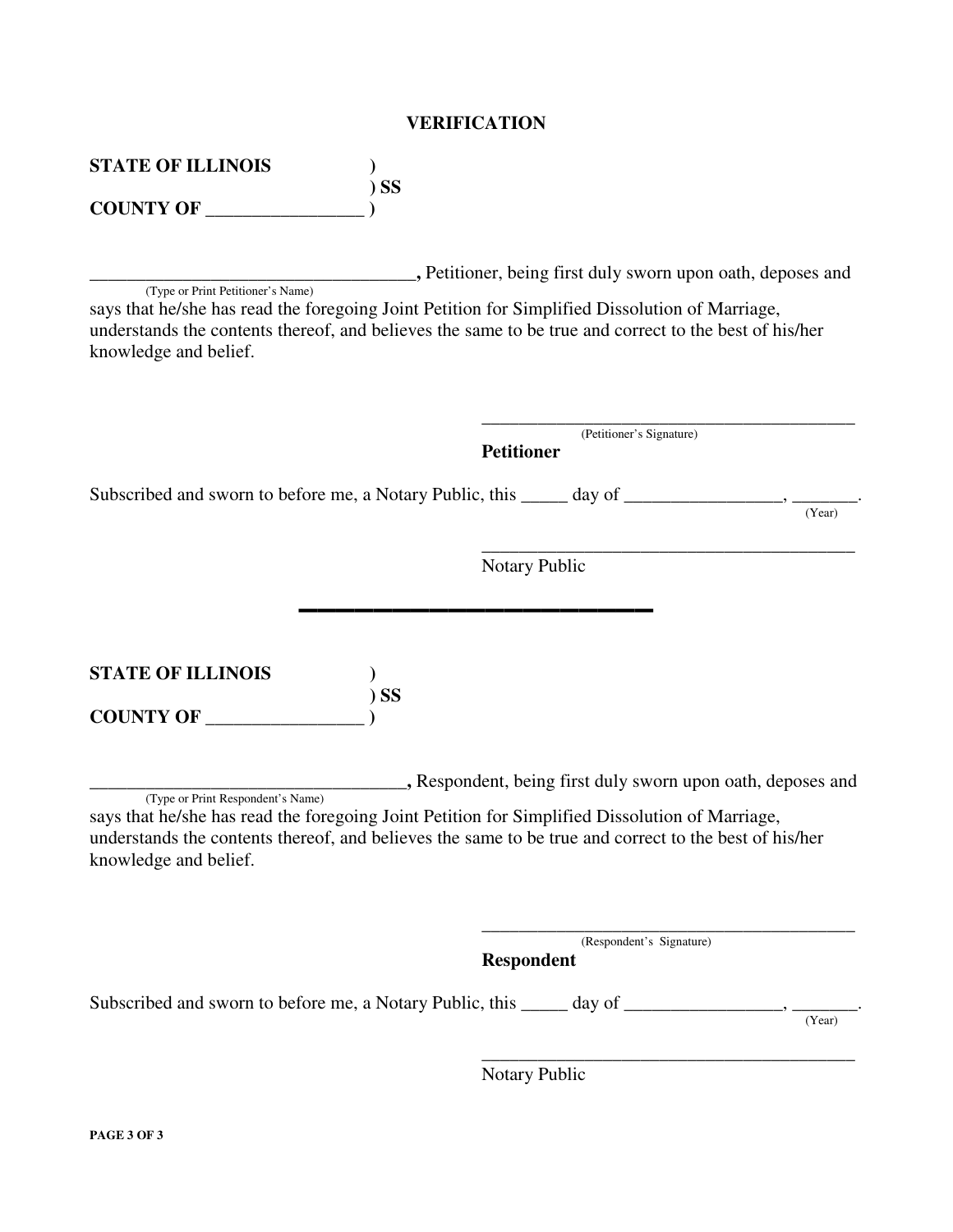# VERIFICATION

**STATE OF ILLINOIS** )
) **SS**
**COUNTY OF ________________** )

__________________________________**,** Petitioner, being first duly sworn upon oath, deposes and
(Type or Print Petitioner's Name)
says that he/she has read the foregoing Joint Petition for Simplified Dissolution of Marriage, understands the contents thereof, and believes the same to be true and correct to the best of his/her knowledge and belief.

__________________________________________
(Petitioner's Signature)
**Petitioner**

Subscribed and sworn to before me, a Notary Public, this _____ day of _________________, _______.
(Year)

__________________________________________
Notary Public

---

**STATE OF ILLINOIS** )
) **SS**
**COUNTY OF ________________** )

__________________________________**,** Respondent, being first duly sworn upon oath, deposes and
(Type or Print Respondent's Name)
says that he/she has read the foregoing Joint Petition for Simplified Dissolution of Marriage, understands the contents thereof, and believes the same to be true and correct to the best of his/her knowledge and belief.

__________________________________________
(Respondent's Signature)
**Respondent**

Subscribed and sworn to before me, a Notary Public, this _____ day of _________________, _______.
(Year)

__________________________________________
Notary Public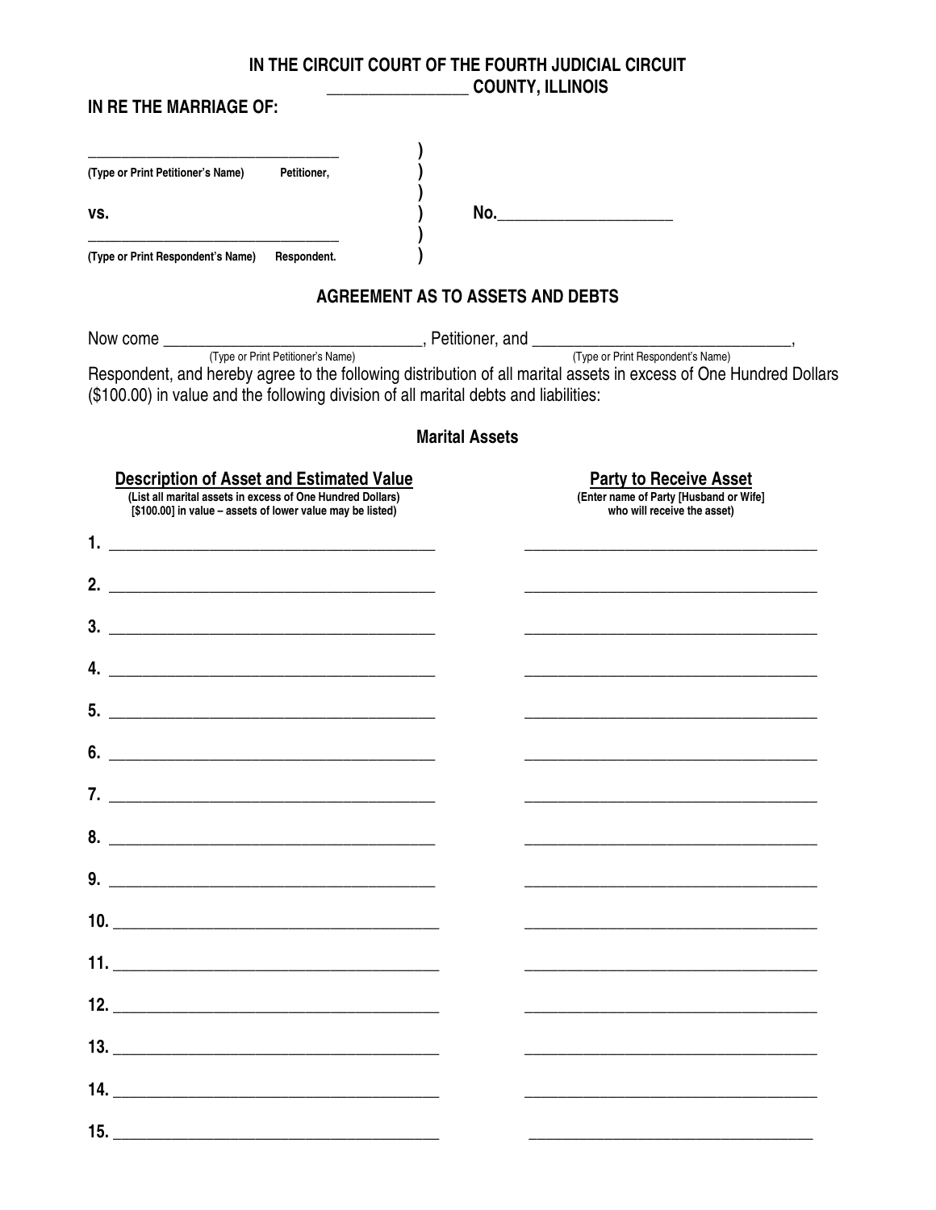**IN THE CIRCUIT COURT OF THE FOURTH JUDICIAL CIRCUIT**
**________________ COUNTY, ILLINOIS**

**IN RE THE MARRIAGE OF:**

| | | |
|---|---|---|
| ________________________________ | ) | |
| **(Type or Print Petitioner's Name) Petitioner,** | ) | |
| | ) | |
| **vs.** | ) | **No.____________________** |
| ________________________________ | ) | |
| **(Type or Print Respondent's Name) Respondent.** | ) | |

## AGREEMENT AS TO ASSETS AND DEBTS

Now come ______________________________, Petitioner, and ______________________________,
(Type or Print Petitioner's Name) (Type or Print Respondent's Name)
Respondent, and hereby agree to the following distribution of all marital assets in excess of One Hundred Dollars ($100.00) in value and the following division of all marital debts and liabilities:

### Marital Assets

| Description of Asset and Estimated Value<br>(List all marital assets in excess of One Hundred Dollars) [$100.00] in value – assets of lower value may be listed) | Party to Receive Asset<br>(Enter name of Party [Husband or Wife] who will receive the asset) |
|---|---|
| 1. ______________________________________ | ___________________________________ |
| 2. ______________________________________ | ___________________________________ |
| 3. ______________________________________ | ___________________________________ |
| 4. ______________________________________ | ___________________________________ |
| 5. ______________________________________ | ___________________________________ |
| 6. ______________________________________ | ___________________________________ |
| 7. ______________________________________ | ___________________________________ |
| 8. ______________________________________ | ___________________________________ |
| 9. ______________________________________ | ___________________________________ |
| 10. ______________________________________ | ___________________________________ |
| 11. ______________________________________ | ___________________________________ |
| 12. ______________________________________ | ___________________________________ |
| 13. ______________________________________ | ___________________________________ |
| 14. ______________________________________ | ___________________________________ |
| 15. ______________________________________ | ___________________________________ |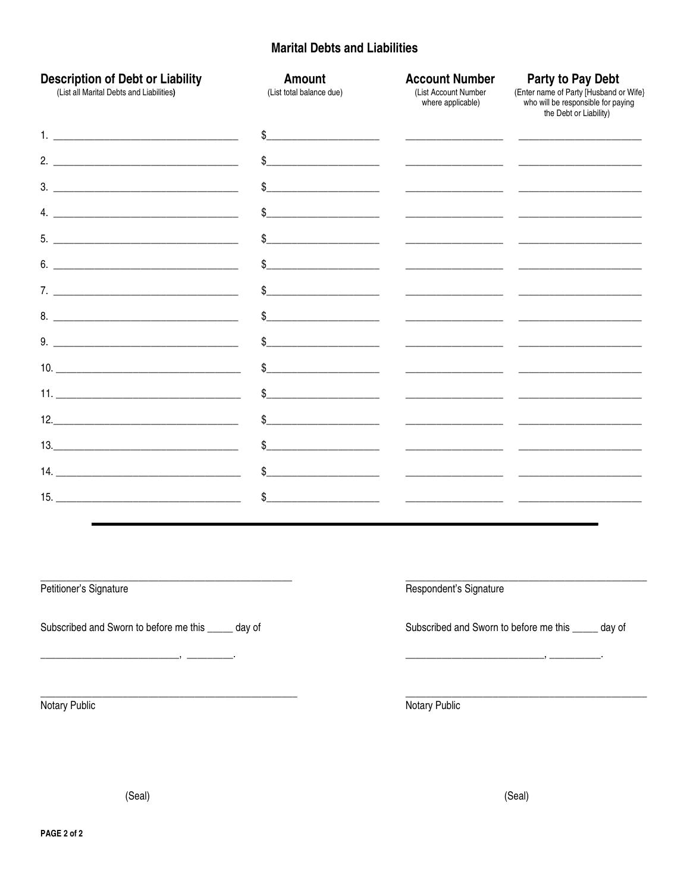## Marital Debts and Liabilities

| **Description of Debt or Liability** (List all Marital Debts and Liabilities) | **Amount** (List total balance due) | **Account Number** (List Account Number where applicable) | **Party to Pay Debt** (Enter name of Party [Husband or Wife} who will be responsible for paying the Debt or Liability) |
|---|---|---|---|
| 1. ____________________ | $____________ | ____________ | ____________ |
| 2. ____________________ | $____________ | ____________ | ____________ |
| 3. ____________________ | $____________ | ____________ | ____________ |
| 4. ____________________ | $____________ | ____________ | ____________ |
| 5. ____________________ | $____________ | ____________ | ____________ |
| 6. ____________________ | $____________ | ____________ | ____________ |
| 7. ____________________ | $____________ | ____________ | ____________ |
| 8. ____________________ | $____________ | ____________ | ____________ |
| 9. ____________________ | $____________ | ____________ | ____________ |
| 10. ____________________ | $____________ | ____________ | ____________ |
| 11. ____________________ | $____________ | ____________ | ____________ |
| 12. ____________________ | $____________ | ____________ | ____________ |
| 13. ____________________ | $____________ | ____________ | ____________ |
| 14. ____________________ | $____________ | ____________ | ____________ |
| 15. ____________________ | $____________ | ____________ | ____________ |

---

______________________________
Petitioner's Signature

Subscribed and Sworn to before me this _____ day of

____________________, ________.

______________________________
Notary Public

(Seal)

______________________________
Respondent's Signature

Subscribed and Sworn to before me this _____ day of

____________________, ________.

______________________________
Notary Public

(Seal)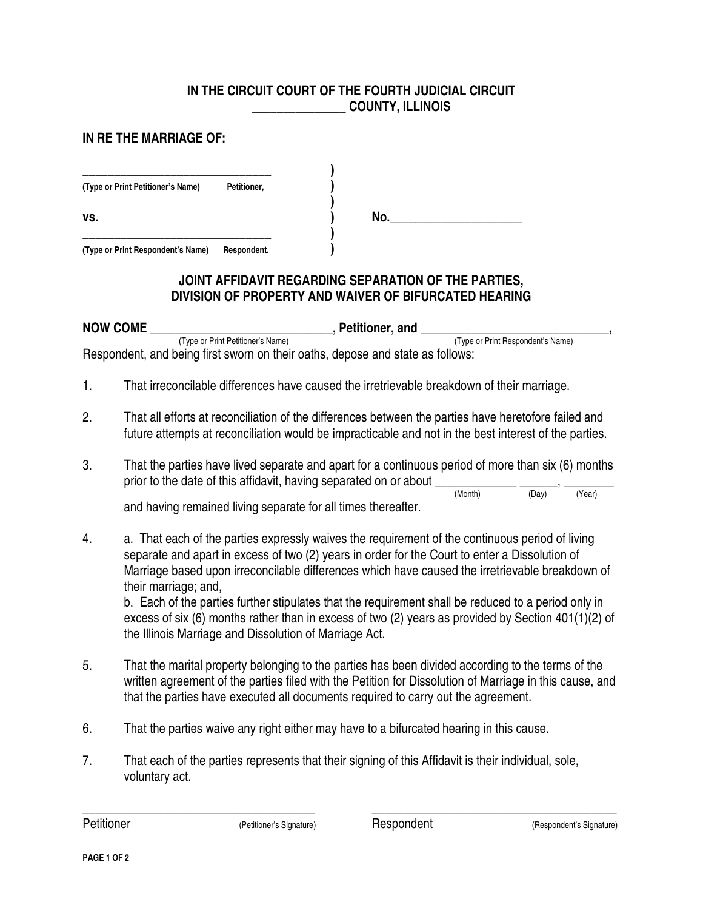**IN THE CIRCUIT COURT OF THE FOURTH JUDICIAL CIRCUIT**
**_______________ COUNTY, ILLINOIS**

**IN RE THE MARRIAGE OF:**

| | | |
|---|---|---|
| _________________________________ **(Type or Print Petitioner's Name) Petitioner,** | ) ) ) | |
| **vs.** | ) | **No.____________________** |
| _________________________________ **(Type or Print Respondent's Name) Respondent.** | ) ) | |

## JOINT AFFIDAVIT REGARDING SEPARATION OF THE PARTIES, DIVISION OF PROPERTY AND WAIVER OF BIFURCATED HEARING

**NOW COME** _____________________________, **Petitioner, and** ______________________________,
(Type or Print Petitioner's Name) (Type or Print Respondent's Name)
Respondent, and being first sworn on their oaths, depose and state as follows:

1. That irreconcilable differences have caused the irretrievable breakdown of their marriage.

2. That all efforts at reconciliation of the differences between the parties have heretofore failed and future attempts at reconciliation would be impracticable and not in the best interest of the parties.

3. That the parties have lived separate and apart for a continuous period of more than six (6) months prior to the date of this affidavit, having separated on or about _____________ ______, ________
(Month) (Day) (Year)
and having remained living separate for all times thereafter.

4. a. That each of the parties expressly waives the requirement of the continuous period of living separate and apart in excess of two (2) years in order for the Court to enter a Dissolution of Marriage based upon irreconcilable differences which have caused the irretrievable breakdown of their marriage; and,
   b. Each of the parties further stipulates that the requirement shall be reduced to a period only in excess of six (6) months rather than in excess of two (2) years as provided by Section 401(1)(2) of the Illinois Marriage and Dissolution of Marriage Act.

5. That the marital property belonging to the parties has been divided according to the terms of the written agreement of the parties filed with the Petition for Dissolution of Marriage in this cause, and that the parties have executed all documents required to carry out the agreement.

6. That the parties waive any right either may have to a bifurcated hearing in this cause.

7. That each of the parties represents that their signing of this Affidavit is their individual, sole, voluntary act.

_____________________________________ _________________________________________
Petitioner (Petitioner's Signature) Respondent (Respondent's Signature)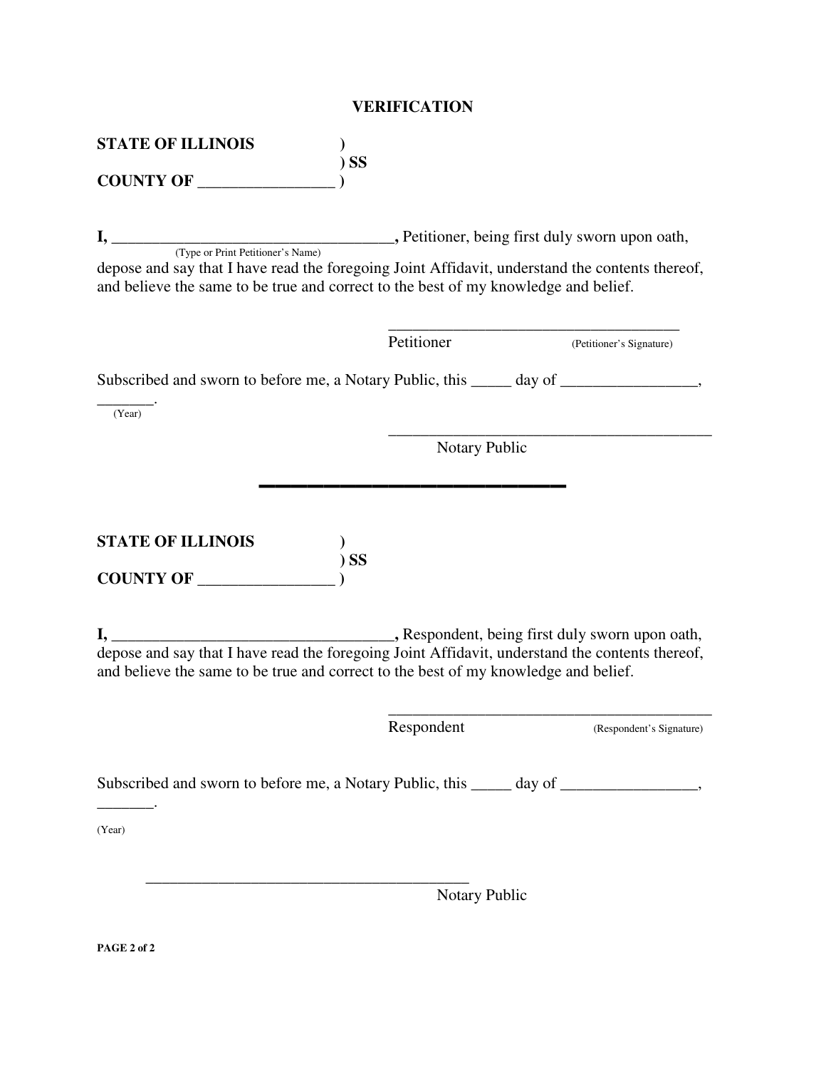# VERIFICATION

**STATE OF ILLINOIS** )
) **SS**
**COUNTY OF** ________________ )

**I,** __________________________________**,** Petitioner, being first duly sworn upon oath,
(Type or Print Petitioner's Name)
depose and say that I have read the foregoing Joint Affidavit, understand the contents thereof, and believe the same to be true and correct to the best of my knowledge and belief.

____________________________________
Petitioner (Petitioner's Signature)

Subscribed and sworn to before me, a Notary Public, this _____ day of _________________, _______.
(Year)

________________________________________
Notary Public

---

**STATE OF ILLINOIS** )
) **SS**
**COUNTY OF** ________________ )

**I,** __________________________________**,** Respondent, being first duly sworn upon oath, depose and say that I have read the foregoing Joint Affidavit, understand the contents thereof, and believe the same to be true and correct to the best of my knowledge and belief.

________________________________________
Respondent (Respondent's Signature)

Subscribed and sworn to before me, a Notary Public, this _____ day of _________________, _______.

(Year)

________________________________________
Notary Public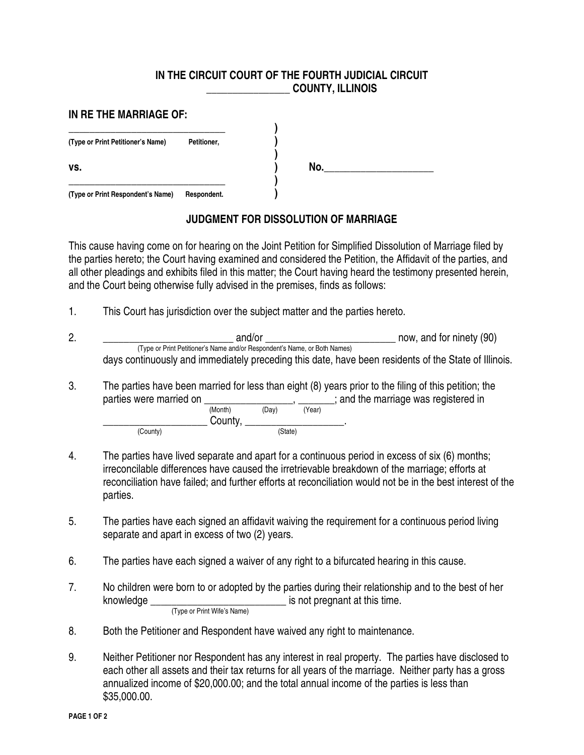**IN THE CIRCUIT COURT OF THE FOURTH JUDICIAL CIRCUIT**
**_______________ COUNTY, ILLINOIS**

**IN RE THE MARRIAGE OF:**

| | | |
|---|---|---|
| _______________________________ | ) | |
| **(Type or Print Petitioner's Name) Petitioner,** | ) | |
| | ) | |
| **vs.** | ) | **No.____________________** |
| _______________________________ | ) | |
| **(Type or Print Respondent's Name) Respondent.** | ) | |

## JUDGMENT FOR DISSOLUTION OF MARRIAGE

This cause having come on for hearing on the Joint Petition for Simplified Dissolution of Marriage filed by the parties hereto; the Court having examined and considered the Petition, the Affidavit of the parties, and all other pleadings and exhibits filed in this matter; the Court having heard the testimony presented herein, and the Court being otherwise fully advised in the premises, finds as follows:

1. This Court has jurisdiction over the subject matter and the parties hereto.

2. _________________________ and/or _________________________ now, and for ninety (90)
(Type or Print Petitioner's Name and/or Respondent's Name, or Both Names)
days continuously and immediately preceding this date, have been residents of the State of Illinois.

3. The parties have been married for less than eight (8) years prior to the filing of this petition; the parties were married on ________________, _______; and the marriage was registered in
(Month) (Day) (Year)
___________________ County, __________________.
(County) (State)

4. The parties have lived separate and apart for a continuous period in excess of six (6) months; irreconcilable differences have caused the irretrievable breakdown of the marriage; efforts at reconciliation have failed; and further efforts at reconciliation would not be in the best interest of the parties.

5. The parties have each signed an affidavit waiving the requirement for a continuous period living separate and apart in excess of two (2) years.

6. The parties have each signed a waiver of any right to a bifurcated hearing in this cause.

7. No children were born to or adopted by the parties during their relationship and to the best of her knowledge __________________________ is not pregnant at this time.
(Type or Print Wife's Name)

8. Both the Petitioner and Respondent have waived any right to maintenance.

9. Neither Petitioner nor Respondent has any interest in real property. The parties have disclosed to each other all assets and their tax returns for all years of the marriage. Neither party has a gross annualized income of $20,000.00; and the total annual income of the parties is less than $35,000.00.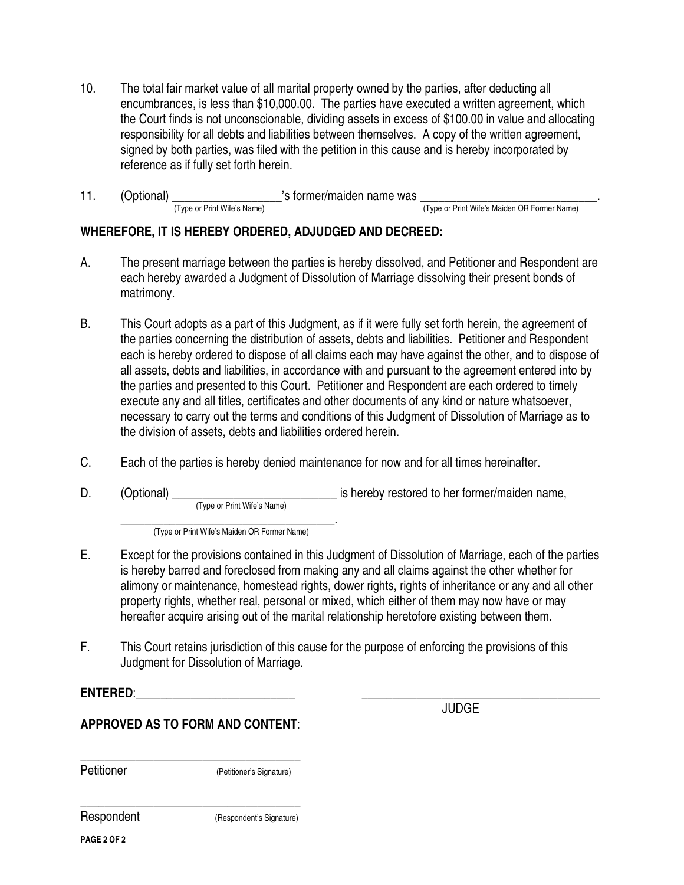10. The total fair market value of all marital property owned by the parties, after deducting all encumbrances, is less than $10,000.00. The parties have executed a written agreement, which the Court finds is not unconscionable, dividing assets in excess of $100.00 in value and allocating responsibility for all debts and liabilities between themselves. A copy of the written agreement, signed by both parties, was filed with the petition in this cause and is hereby incorporated by reference as if fully set forth herein.

11. (Optional) _________________'s former/maiden name was ____________________________.
(Type or Print Wife's Name) (Type or Print Wife's Maiden OR Former Name)

**WHEREFORE, IT IS HEREBY ORDERED, ADJUDGED AND DECREED:**

A. The present marriage between the parties is hereby dissolved, and Petitioner and Respondent are each hereby awarded a Judgment of Dissolution of Marriage dissolving their present bonds of matrimony.

B. This Court adopts as a part of this Judgment, as if it were fully set forth herein, the agreement of the parties concerning the distribution of assets, debts and liabilities. Petitioner and Respondent each is hereby ordered to dispose of all claims each may have against the other, and to dispose of all assets, debts and liabilities, in accordance with and pursuant to the agreement entered into by the parties and presented to this Court. Petitioner and Respondent are each ordered to timely execute any and all titles, certificates and other documents of any kind or nature whatsoever, necessary to carry out the terms and conditions of this Judgment of Dissolution of Marriage as to the division of assets, debts and liabilities ordered herein.

C. Each of the parties is hereby denied maintenance for now and for all times hereinafter.

D. (Optional) ___________________________ is hereby restored to her former/maiden name,
(Type or Print Wife's Name)
_______________________________________.
(Type or Print Wife's Maiden OR Former Name)

E. Except for the provisions contained in this Judgment of Dissolution of Marriage, each of the parties is hereby barred and foreclosed from making any and all claims against the other whether for alimony or maintenance, homestead rights, dower rights, rights of inheritance or any and all other property rights, whether real, personal or mixed, which either of them may now have or may hereafter acquire arising out of the marital relationship heretofore existing between them.

F. This Court retains jurisdiction of this cause for the purpose of enforcing the provisions of this Judgment for Dissolution of Marriage.

**ENTERED**:_________________________ _______________________________________
JUDGE

**APPROVED AS TO FORM AND CONTENT**:

____________________________________
Petitioner (Petitioner's Signature)

____________________________________
Respondent (Respondent's Signature)